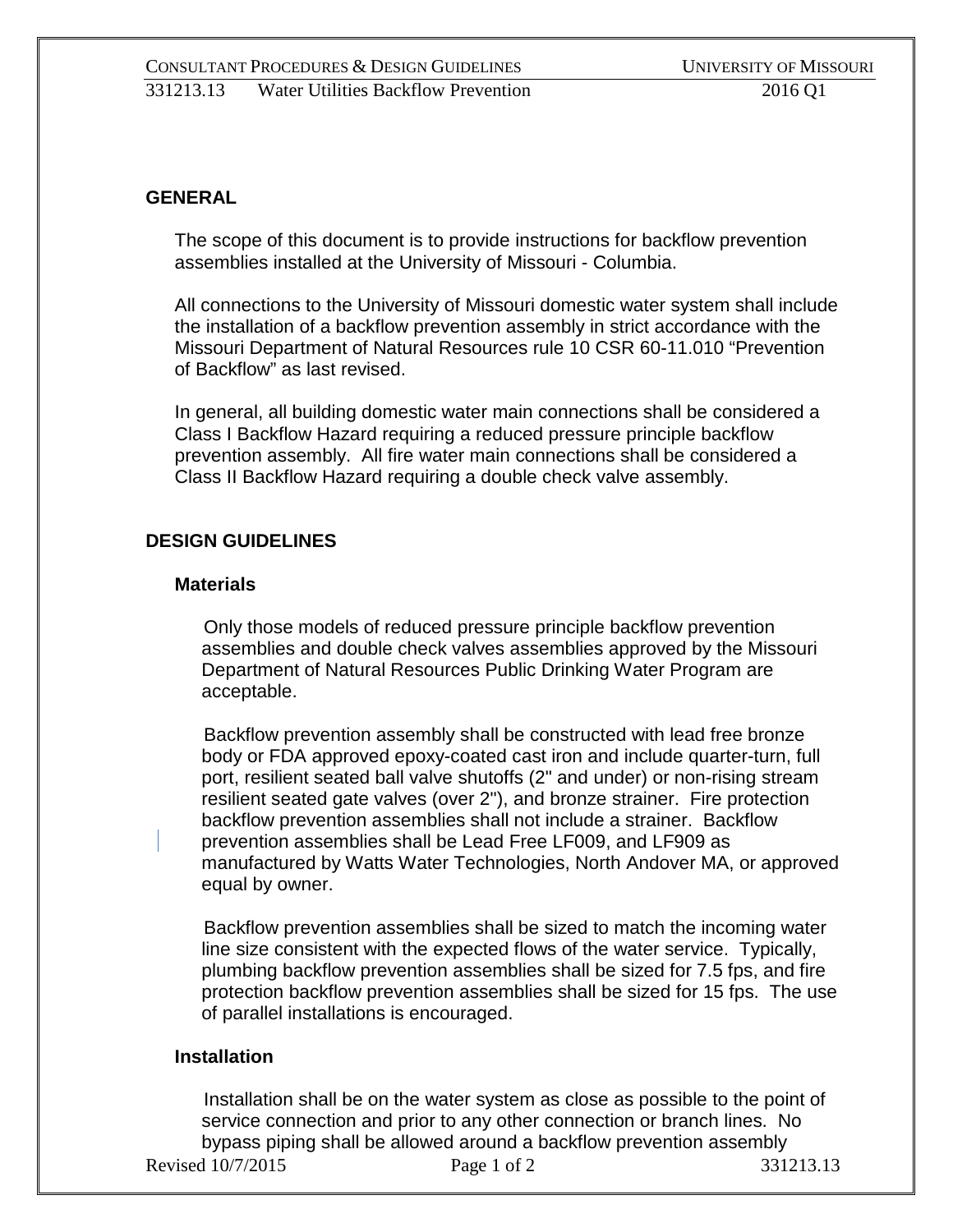## GENERAL

The scope of this document is to provide instructions for backflow prevention assemblies installed at the University of Missouri - Columbia.

All connections to the University of Missouri domestic water system shall include the installation of a backflow prevention assembly in strict accordance with the Missouri Department of Natural Resources rule 10 CSR 60-11.010 “Prevention of Backflow” as last revised.

In general, all building domestic water main connections shall be considered a Class I Backflow Hazard requiring a reduced pressure principle backflow prevention assembly. All fire water main connections shall be considered a Class II Backflow Hazard requiring a double check valve assembly.

## DESIGN GUIDELINES

### Materials

Only those models of reduced pressure principle backflow prevention assemblies and double check valves assemblies approved by the Missouri Department of Natural Resources Public Drinking Water Program are acceptable.

Backflow prevention assembly shall be constructed with lead free bronze body or FDA approved epoxy-coated cast iron and include quarter-turn, full port, resilient seated ball valve shutoffs (2" and under) or non-rising stream resilient seated gate valves (over 2"), and bronze strainer. Fire protection backflow prevention assemblies shall not include a strainer. Backflow prevention assemblies shall be Lead Free LF009, and LF909 as manufactured by Watts Water Technologies, North Andover MA, or approved equal by owner.

Backflow prevention assemblies shall be sized to match the incoming water line size consistent with the expected flows of the water service. Typically, plumbing backflow prevention assemblies shall be sized for 7.5 fps, and fire protection backflow prevention assemblies shall be sized for 15 fps. The use of parallel installations is encouraged.

### Installation

Installation shall be on the water system as close as possible to the point of service connection and prior to any other connection or branch lines. No bypass piping shall be allowed around a backflow prevention assembly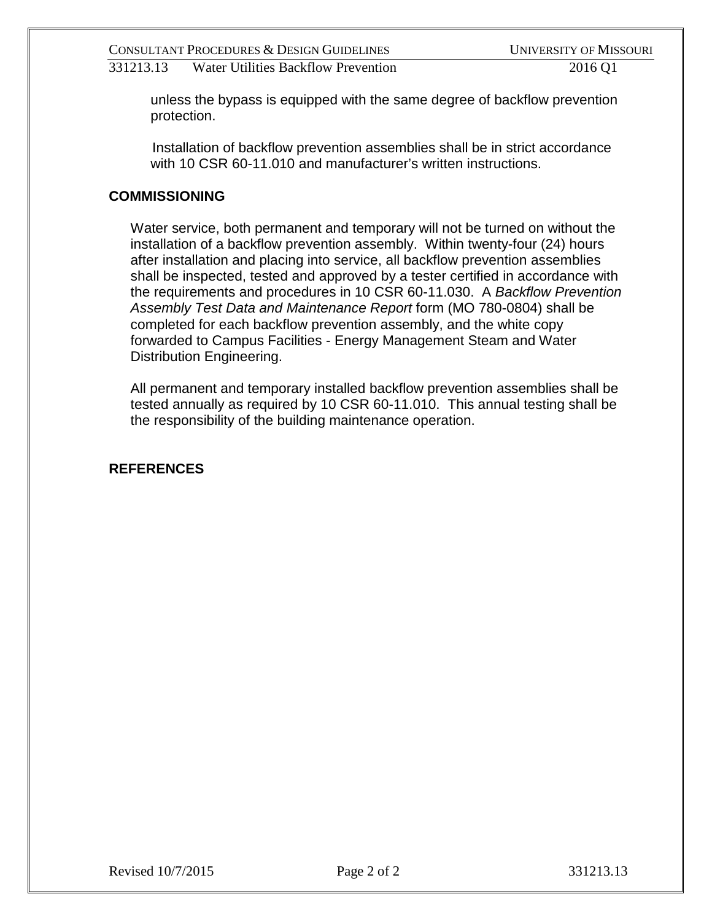unless the bypass is equipped with the same degree of backflow prevention protection.

Installation of backflow prevention assemblies shall be in strict accordance with 10 CSR 60-11.010 and manufacturer's written instructions.

## COMMISSIONING

Water service, both permanent and temporary will not be turned on without the installation of a backflow prevention assembly. Within twenty-four (24) hours after installation and placing into service, all backflow prevention assemblies shall be inspected, tested and approved by a tester certified in accordance with the requirements and procedures in 10 CSR 60-11.030. A *Backflow Prevention Assembly Test Data and Maintenance Report* form (MO 780-0804) shall be completed for each backflow prevention assembly, and the white copy forwarded to Campus Facilities - Energy Management Steam and Water Distribution Engineering.

All permanent and temporary installed backflow prevention assemblies shall be tested annually as required by 10 CSR 60-11.010. This annual testing shall be the responsibility of the building maintenance operation.

## REFERENCES